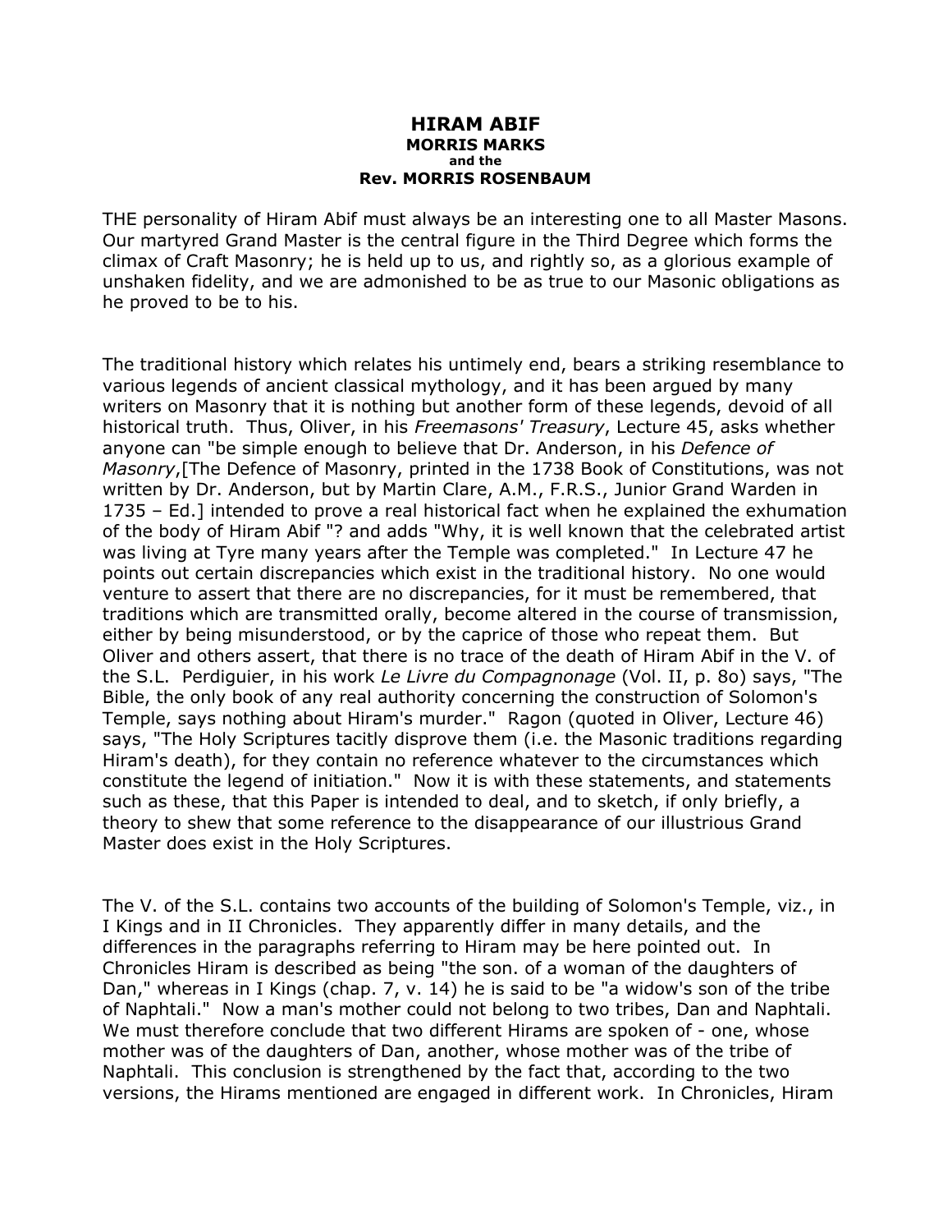# HIRAM ABIF

**MORRIS MARKS**
**and the**
**Rev. MORRIS ROSENBAUM**

THE personality of Hiram Abif must always be an interesting one to all Master Masons. Our martyred Grand Master is the central figure in the Third Degree which forms the climax of Craft Masonry; he is held up to us, and rightly so, as a glorious example of unshaken fidelity, and we are admonished to be as true to our Masonic obligations as he proved to be to his.

The traditional history which relates his untimely end, bears a striking resemblance to various legends of ancient classical mythology, and it has been argued by many writers on Masonry that it is nothing but another form of these legends, devoid of all historical truth. Thus, Oliver, in his *Freemasons' Treasury*, Lecture 45, asks whether anyone can "be simple enough to believe that Dr. Anderson, in his *Defence of Masonry*,[The Defence of Masonry, printed in the 1738 Book of Constitutions, was not written by Dr. Anderson, but by Martin Clare, A.M., F.R.S., Junior Grand Warden in 1735 – Ed.] intended to prove a real historical fact when he explained the exhumation of the body of Hiram Abif "? and adds "Why, it is well known that the celebrated artist was living at Tyre many years after the Temple was completed." In Lecture 47 he points out certain discrepancies which exist in the traditional history. No one would venture to assert that there are no discrepancies, for it must be remembered, that traditions which are transmitted orally, become altered in the course of transmission, either by being misunderstood, or by the caprice of those who repeat them. But Oliver and others assert, that there is no trace of the death of Hiram Abif in the V. of the S.L. Perdiguier, in his work *Le Livre du Compagnonage* (Vol. II, p. 8o) says, "The Bible, the only book of any real authority concerning the construction of Solomon's Temple, says nothing about Hiram's murder." Ragon (quoted in Oliver, Lecture 46) says, "The Holy Scriptures tacitly disprove them (i.e. the Masonic traditions regarding Hiram's death), for they contain no reference whatever to the circumstances which constitute the legend of initiation." Now it is with these statements, and statements such as these, that this Paper is intended to deal, and to sketch, if only briefly, a theory to shew that some reference to the disappearance of our illustrious Grand Master does exist in the Holy Scriptures.

The V. of the S.L. contains two accounts of the building of Solomon's Temple, viz., in I Kings and in II Chronicles. They apparently differ in many details, and the differences in the paragraphs referring to Hiram may be here pointed out. In Chronicles Hiram is described as being "the son. of a woman of the daughters of Dan," whereas in I Kings (chap. 7, v. 14) he is said to be "a widow's son of the tribe of Naphtali." Now a man's mother could not belong to two tribes, Dan and Naphtali. We must therefore conclude that two different Hirams are spoken of - one, whose mother was of the daughters of Dan, another, whose mother was of the tribe of Naphtali. This conclusion is strengthened by the fact that, according to the two versions, the Hirams mentioned are engaged in different work. In Chronicles, Hiram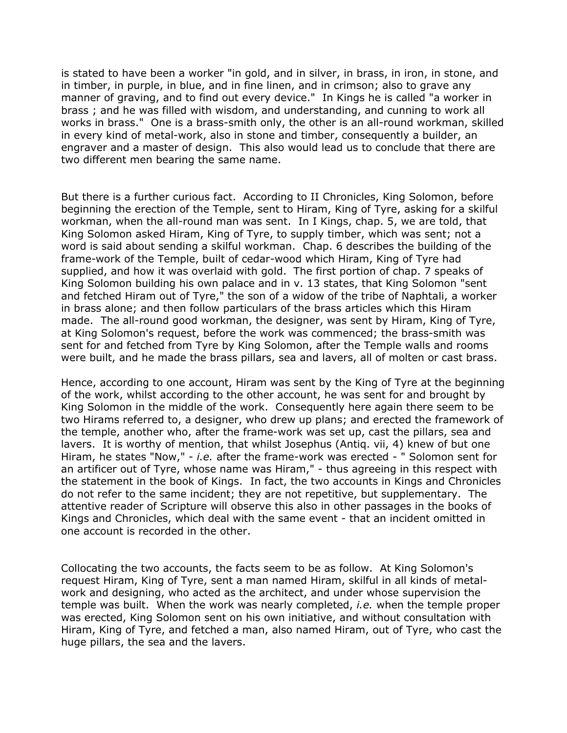is stated to have been a worker "in gold, and in silver, in brass, in iron, in stone, and in timber, in purple, in blue, and in fine linen, and in crimson; also to grave any manner of graving, and to find out every device." In Kings he is called "a worker in brass ; and he was filled with wisdom, and understanding, and cunning to work all works in brass." One is a brass-smith only, the other is an all-round workman, skilled in every kind of metal-work, also in stone and timber, consequently a builder, an engraver and a master of design. This also would lead us to conclude that there are two different men bearing the same name.

But there is a further curious fact. According to II Chronicles, King Solomon, before beginning the erection of the Temple, sent to Hiram, King of Tyre, asking for a skilful workman, when the all-round man was sent. In I Kings, chap. 5, we are told, that King Solomon asked Hiram, King of Tyre, to supply timber, which was sent; not a word is said about sending a skilful workman. Chap. 6 describes the building of the frame-work of the Temple, built of cedar-wood which Hiram, King of Tyre had supplied, and how it was overlaid with gold. The first portion of chap. 7 speaks of King Solomon building his own palace and in v. 13 states, that King Solomon "sent and fetched Hiram out of Tyre," the son of a widow of the tribe of Naphtali, a worker in brass alone; and then follow particulars of the brass articles which this Hiram made. The all-round good workman, the designer, was sent by Hiram, King of Tyre, at King Solomon's request, before the work was commenced; the brass-smith was sent for and fetched from Tyre by King Solomon, after the Temple walls and rooms were built, and he made the brass pillars, sea and lavers, all of molten or cast brass.

Hence, according to one account, Hiram was sent by the King of Tyre at the beginning of the work, whilst according to the other account, he was sent for and brought by King Solomon in the middle of the work. Consequently here again there seem to be two Hirams referred to, a designer, who drew up plans; and erected the framework of the temple, another who, after the frame-work was set up, cast the pillars, sea and lavers. It is worthy of mention, that whilst Josephus (Antiq. vii, 4) knew of but one Hiram, he states "Now," - *i.e.* after the frame-work was erected - " Solomon sent for an artificer out of Tyre, whose name was Hiram," - thus agreeing in this respect with the statement in the book of Kings. In fact, the two accounts in Kings and Chronicles do not refer to the same incident; they are not repetitive, but supplementary. The attentive reader of Scripture will observe this also in other passages in the books of Kings and Chronicles, which deal with the same event - that an incident omitted in one account is recorded in the other.

Collocating the two accounts, the facts seem to be as follow. At King Solomon's request Hiram, King of Tyre, sent a man named Hiram, skilful in all kinds of metal-work and designing, who acted as the architect, and under whose supervision the temple was built. When the work was nearly completed, *i.e.* when the temple proper was erected, King Solomon sent on his own initiative, and without consultation with Hiram, King of Tyre, and fetched a man, also named Hiram, out of Tyre, who cast the huge pillars, the sea and the lavers.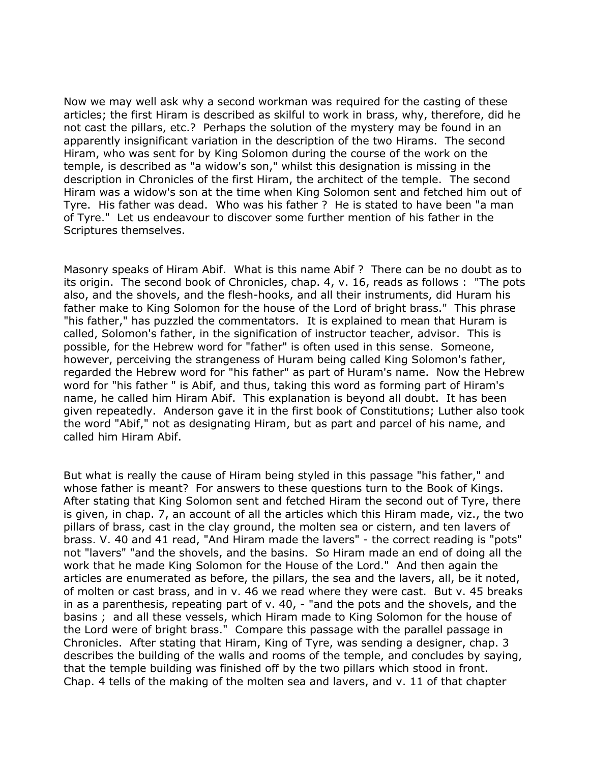Now we may well ask why a second workman was required for the casting of these articles; the first Hiram is described as skilful to work in brass, why, therefore, did he not cast the pillars, etc.? Perhaps the solution of the mystery may be found in an apparently insignificant variation in the description of the two Hirams. The second Hiram, who was sent for by King Solomon during the course of the work on the temple, is described as "a widow's son," whilst this designation is missing in the description in Chronicles of the first Hiram, the architect of the temple. The second Hiram was a widow's son at the time when King Solomon sent and fetched him out of Tyre. His father was dead. Who was his father ? He is stated to have been "a man of Tyre." Let us endeavour to discover some further mention of his father in the Scriptures themselves.

Masonry speaks of Hiram Abif. What is this name Abif ? There can be no doubt as to its origin. The second book of Chronicles, chap. 4, v. 16, reads as follows : "The pots also, and the shovels, and the flesh-hooks, and all their instruments, did Huram his father make to King Solomon for the house of the Lord of bright brass." This phrase "his father," has puzzled the commentators. It is explained to mean that Huram is called, Solomon's father, in the signification of instructor teacher, advisor. This is possible, for the Hebrew word for "father" is often used in this sense. Someone, however, perceiving the strangeness of Huram being called King Solomon's father, regarded the Hebrew word for "his father" as part of Huram's name. Now the Hebrew word for "his father " is Abif, and thus, taking this word as forming part of Hiram's name, he called him Hiram Abif. This explanation is beyond all doubt. It has been given repeatedly. Anderson gave it in the first book of Constitutions; Luther also took the word "Abif," not as designating Hiram, but as part and parcel of his name, and called him Hiram Abif.

But what is really the cause of Hiram being styled in this passage "his father," and whose father is meant? For answers to these questions turn to the Book of Kings. After stating that King Solomon sent and fetched Hiram the second out of Tyre, there is given, in chap. 7, an account of all the articles which this Hiram made, viz., the two pillars of brass, cast in the clay ground, the molten sea or cistern, and ten lavers of brass. V. 40 and 41 read, "And Hiram made the lavers" - the correct reading is "pots" not "lavers" "and the shovels, and the basins. So Hiram made an end of doing all the work that he made King Solomon for the House of the Lord." And then again the articles are enumerated as before, the pillars, the sea and the lavers, all, be it noted, of molten or cast brass, and in v. 46 we read where they were cast. But v. 45 breaks in as a parenthesis, repeating part of v. 40, - "and the pots and the shovels, and the basins ; and all these vessels, which Hiram made to King Solomon for the house of the Lord were of bright brass." Compare this passage with the parallel passage in Chronicles. After stating that Hiram, King of Tyre, was sending a designer, chap. 3 describes the building of the walls and rooms of the temple, and concludes by saying, that the temple building was finished off by the two pillars which stood in front. Chap. 4 tells of the making of the molten sea and lavers, and v. 11 of that chapter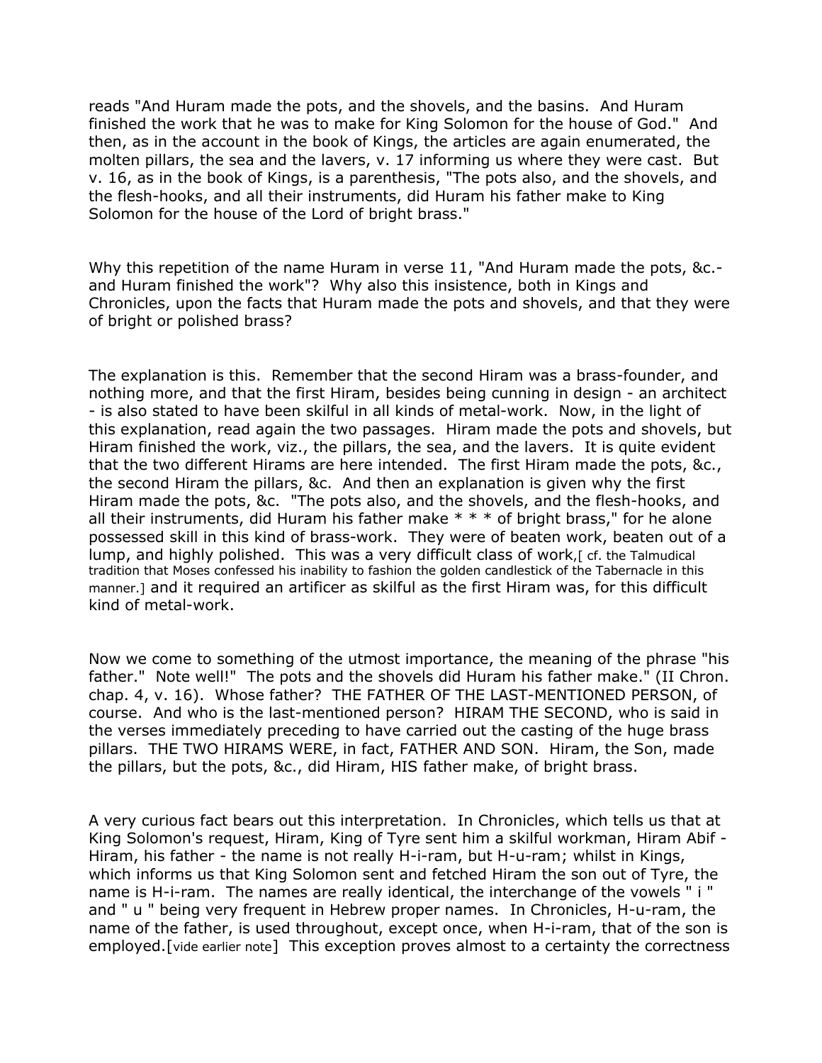reads "And Huram made the pots, and the shovels, and the basins. And Huram finished the work that he was to make for King Solomon for the house of God." And then, as in the account in the book of Kings, the articles are again enumerated, the molten pillars, the sea and the lavers, v. 17 informing us where they were cast. But v. 16, as in the book of Kings, is a parenthesis, "The pots also, and the shovels, and the flesh-hooks, and all their instruments, did Huram his father make to King Solomon for the house of the Lord of bright brass."

Why this repetition of the name Huram in verse 11, "And Huram made the pots, &c.- and Huram finished the work"? Why also this insistence, both in Kings and Chronicles, upon the facts that Huram made the pots and shovels, and that they were of bright or polished brass?

The explanation is this. Remember that the second Hiram was a brass-founder, and nothing more, and that the first Hiram, besides being cunning in design - an architect - is also stated to have been skilful in all kinds of metal-work. Now, in the light of this explanation, read again the two passages. Hiram made the pots and shovels, but Hiram finished the work, viz., the pillars, the sea, and the lavers. It is quite evident that the two different Hirams are here intended. The first Hiram made the pots, &c., the second Hiram the pillars, &c. And then an explanation is given why the first Hiram made the pots, &c. "The pots also, and the shovels, and the flesh-hooks, and all their instruments, did Huram his father make * * * of bright brass," for he alone possessed skill in this kind of brass-work. They were of beaten work, beaten out of a lump, and highly polished. This was a very difficult class of work,[ cf. the Talmudical tradition that Moses confessed his inability to fashion the golden candlestick of the Tabernacle in this manner.] and it required an artificer as skilful as the first Hiram was, for this difficult kind of metal-work.

Now we come to something of the utmost importance, the meaning of the phrase "his father." Note well!" The pots and the shovels did Huram his father make." (II Chron. chap. 4, v. 16). Whose father? THE FATHER OF THE LAST-MENTIONED PERSON, of course. And who is the last-mentioned person? HIRAM THE SECOND, who is said in the verses immediately preceding to have carried out the casting of the huge brass pillars. THE TWO HIRAMS WERE, in fact, FATHER AND SON. Hiram, the Son, made the pillars, but the pots, &c., did Hiram, HIS father make, of bright brass.

A very curious fact bears out this interpretation. In Chronicles, which tells us that at King Solomon's request, Hiram, King of Tyre sent him a skilful workman, Hiram Abif - Hiram, his father - the name is not really H-i-ram, but H-u-ram; whilst in Kings, which informs us that King Solomon sent and fetched Hiram the son out of Tyre, the name is H-i-ram. The names are really identical, the interchange of the vowels " i " and " u " being very frequent in Hebrew proper names. In Chronicles, H-u-ram, the name of the father, is used throughout, except once, when H-i-ram, that of the son is employed.[vide earlier note] This exception proves almost to a certainty the correctness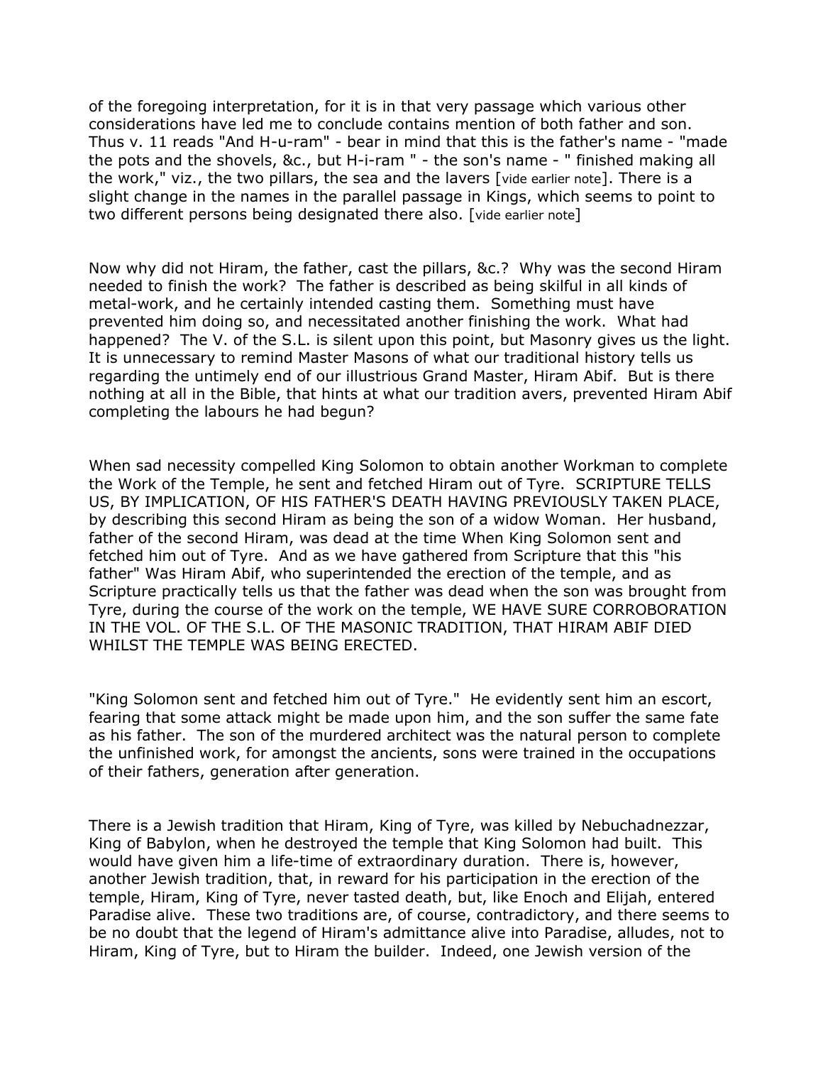of the foregoing interpretation, for it is in that very passage which various other considerations have led me to conclude contains mention of both father and son. Thus v. 11 reads "And H-u-ram" - bear in mind that this is the father's name - "made the pots and the shovels, &c., but H-i-ram " - the son's name - " finished making all the work," viz., the two pillars, the sea and the lavers [vide earlier note]. There is a slight change in the names in the parallel passage in Kings, which seems to point to two different persons being designated there also. [vide earlier note]

Now why did not Hiram, the father, cast the pillars, &c.? Why was the second Hiram needed to finish the work? The father is described as being skilful in all kinds of metal-work, and he certainly intended casting them. Something must have prevented him doing so, and necessitated another finishing the work. What had happened? The V. of the S.L. is silent upon this point, but Masonry gives us the light. It is unnecessary to remind Master Masons of what our traditional history tells us regarding the untimely end of our illustrious Grand Master, Hiram Abif. But is there nothing at all in the Bible, that hints at what our tradition avers, prevented Hiram Abif completing the labours he had begun?

When sad necessity compelled King Solomon to obtain another Workman to complete the Work of the Temple, he sent and fetched Hiram out of Tyre. SCRIPTURE TELLS US, BY IMPLICATION, OF HIS FATHER'S DEATH HAVING PREVIOUSLY TAKEN PLACE, by describing this second Hiram as being the son of a widow Woman. Her husband, father of the second Hiram, was dead at the time When King Solomon sent and fetched him out of Tyre. And as we have gathered from Scripture that this "his father" Was Hiram Abif, who superintended the erection of the temple, and as Scripture practically tells us that the father was dead when the son was brought from Tyre, during the course of the work on the temple, WE HAVE SURE CORROBORATION IN THE VOL. OF THE S.L. OF THE MASONIC TRADITION, THAT HIRAM ABIF DIED WHILST THE TEMPLE WAS BEING ERECTED.

"King Solomon sent and fetched him out of Tyre." He evidently sent him an escort, fearing that some attack might be made upon him, and the son suffer the same fate as his father. The son of the murdered architect was the natural person to complete the unfinished work, for amongst the ancients, sons were trained in the occupations of their fathers, generation after generation.

There is a Jewish tradition that Hiram, King of Tyre, was killed by Nebuchadnezzar, King of Babylon, when he destroyed the temple that King Solomon had built. This would have given him a life-time of extraordinary duration. There is, however, another Jewish tradition, that, in reward for his participation in the erection of the temple, Hiram, King of Tyre, never tasted death, but, like Enoch and Elijah, entered Paradise alive. These two traditions are, of course, contradictory, and there seems to be no doubt that the legend of Hiram's admittance alive into Paradise, alludes, not to Hiram, King of Tyre, but to Hiram the builder. Indeed, one Jewish version of the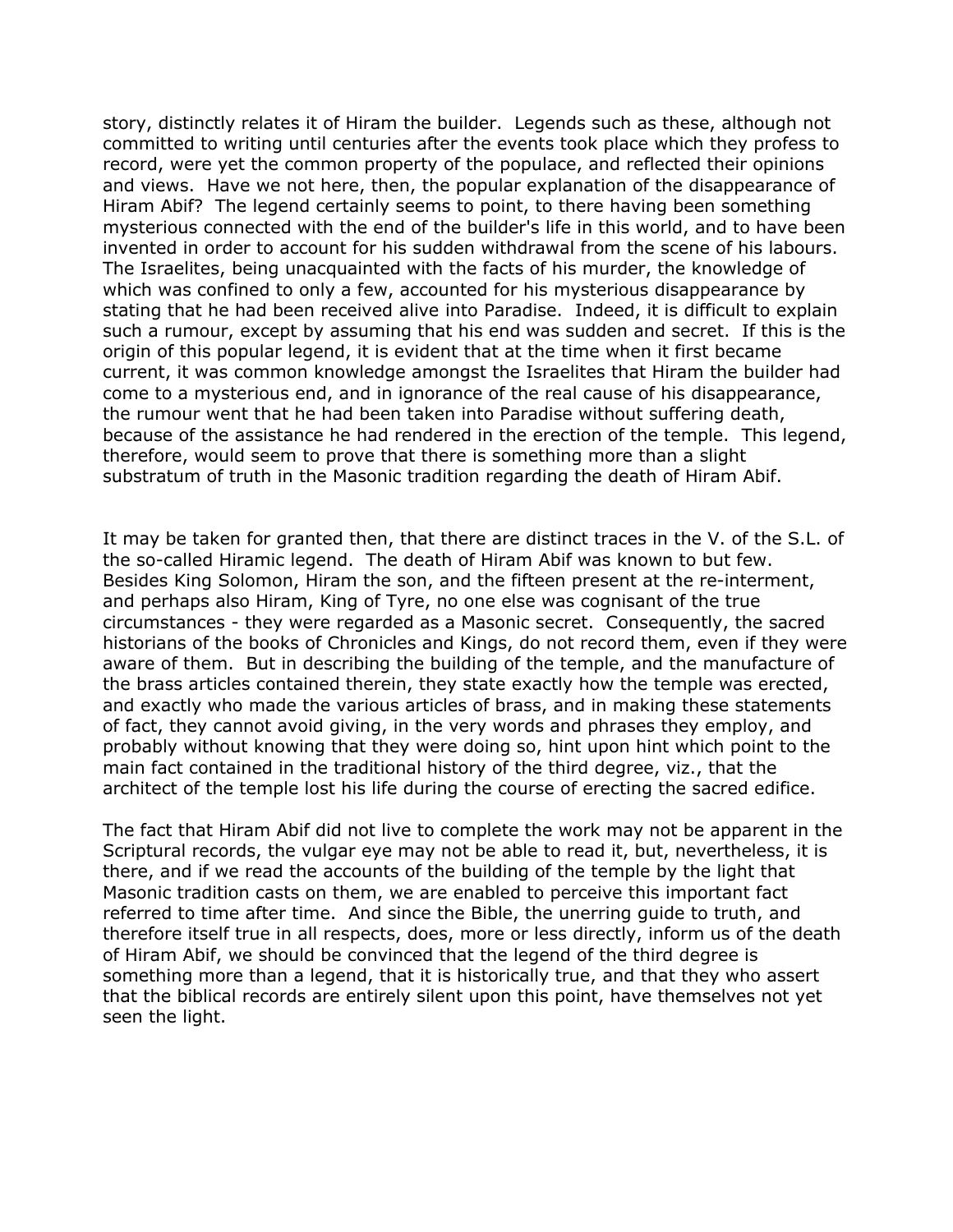story, distinctly relates it of Hiram the builder. Legends such as these, although not committed to writing until centuries after the events took place which they profess to record, were yet the common property of the populace, and reflected their opinions and views. Have we not here, then, the popular explanation of the disappearance of Hiram Abif? The legend certainly seems to point, to there having been something mysterious connected with the end of the builder's life in this world, and to have been invented in order to account for his sudden withdrawal from the scene of his labours. The Israelites, being unacquainted with the facts of his murder, the knowledge of which was confined to only a few, accounted for his mysterious disappearance by stating that he had been received alive into Paradise. Indeed, it is difficult to explain such a rumour, except by assuming that his end was sudden and secret. If this is the origin of this popular legend, it is evident that at the time when it first became current, it was common knowledge amongst the Israelites that Hiram the builder had come to a mysterious end, and in ignorance of the real cause of his disappearance, the rumour went that he had been taken into Paradise without suffering death, because of the assistance he had rendered in the erection of the temple. This legend, therefore, would seem to prove that there is something more than a slight substratum of truth in the Masonic tradition regarding the death of Hiram Abif.

It may be taken for granted then, that there are distinct traces in the V. of the S.L. of the so-called Hiramic legend. The death of Hiram Abif was known to but few. Besides King Solomon, Hiram the son, and the fifteen present at the re-interment, and perhaps also Hiram, King of Tyre, no one else was cognisant of the true circumstances - they were regarded as a Masonic secret. Consequently, the sacred historians of the books of Chronicles and Kings, do not record them, even if they were aware of them. But in describing the building of the temple, and the manufacture of the brass articles contained therein, they state exactly how the temple was erected, and exactly who made the various articles of brass, and in making these statements of fact, they cannot avoid giving, in the very words and phrases they employ, and probably without knowing that they were doing so, hint upon hint which point to the main fact contained in the traditional history of the third degree, viz., that the architect of the temple lost his life during the course of erecting the sacred edifice.

The fact that Hiram Abif did not live to complete the work may not be apparent in the Scriptural records, the vulgar eye may not be able to read it, but, nevertheless, it is there, and if we read the accounts of the building of the temple by the light that Masonic tradition casts on them, we are enabled to perceive this important fact referred to time after time. And since the Bible, the unerring guide to truth, and therefore itself true in all respects, does, more or less directly, inform us of the death of Hiram Abif, we should be convinced that the legend of the third degree is something more than a legend, that it is historically true, and that they who assert that the biblical records are entirely silent upon this point, have themselves not yet seen the light.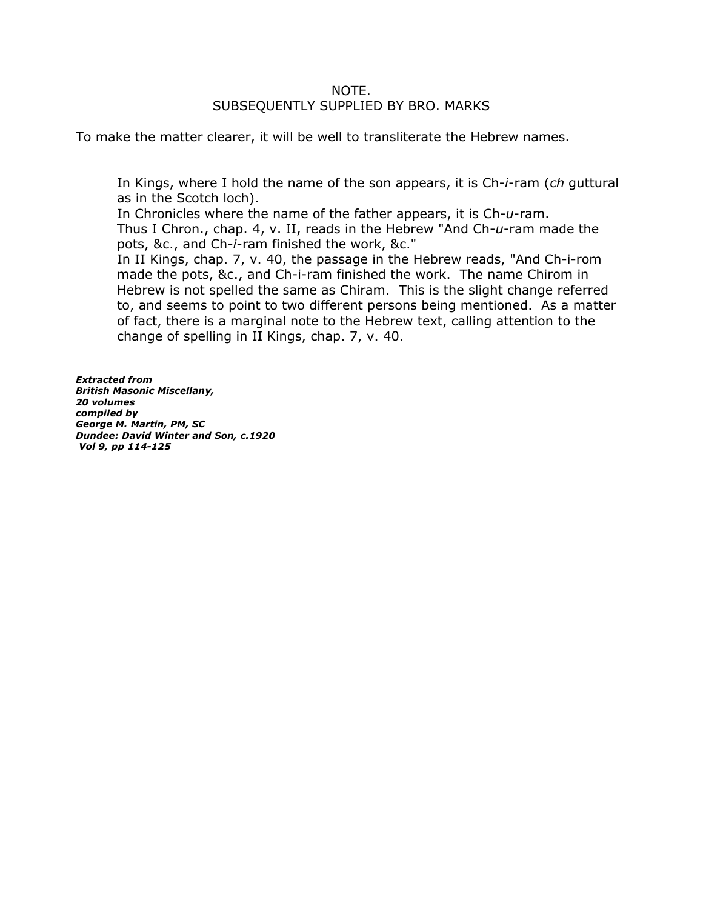NOTE.
SUBSEQUENTLY SUPPLIED BY BRO. MARKS

To make the matter clearer, it will be well to transliterate the Hebrew names.

> In Kings, where I hold the name of the son appears, it is Ch-*i*-ram (*ch* guttural as in the Scotch loch).
> In Chronicles where the name of the father appears, it is Ch-*u*-ram.
> Thus I Chron., chap. 4, v. II, reads in the Hebrew "And Ch-*u*-ram made the pots, &c., and Ch-*i*-ram finished the work, &c."
> In II Kings, chap. 7, v. 40, the passage in the Hebrew reads, "And Ch-i-rom made the pots, &c., and Ch-i-ram finished the work. The name Chirom in Hebrew is not spelled the same as Chiram. This is the slight change referred to, and seems to point to two different persons being mentioned. As a matter of fact, there is a marginal note to the Hebrew text, calling attention to the change of spelling in II Kings, chap. 7, v. 40.

***Extracted from***
***British Masonic Miscellany,***
***20 volumes***
***compiled by***
***George M. Martin, PM, SC***
***Dundee: David Winter and Son, c.1920***
***Vol 9, pp 114-125***